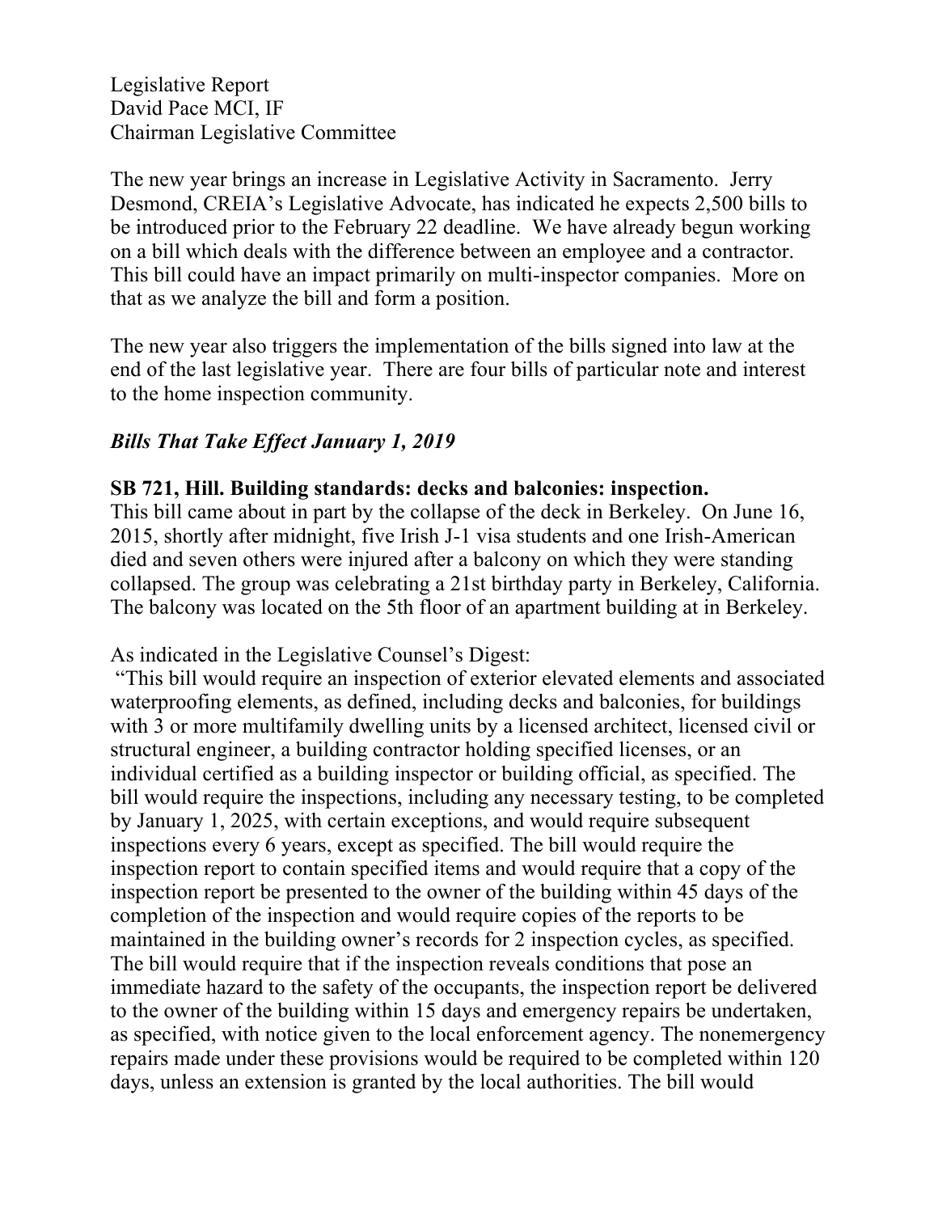Legislative Report
David Pace MCI, IF
Chairman Legislative Committee

The new year brings an increase in Legislative Activity in Sacramento. Jerry Desmond, CREIA's Legislative Advocate, has indicated he expects 2,500 bills to be introduced prior to the February 22 deadline. We have already begun working on a bill which deals with the difference between an employee and a contractor. This bill could have an impact primarily on multi-inspector companies. More on that as we analyze the bill and form a position.

The new year also triggers the implementation of the bills signed into law at the end of the last legislative year. There are four bills of particular note and interest to the home inspection community.

***Bills That Take Effect January 1, 2019***

**SB 721, Hill. Building standards: decks and balconies: inspection.**

This bill came about in part by the collapse of the deck in Berkeley. On June 16, 2015, shortly after midnight, five Irish J-1 visa students and one Irish-American died and seven others were injured after a balcony on which they were standing collapsed. The group was celebrating a 21st birthday party in Berkeley, California. The balcony was located on the 5th floor of an apartment building at in Berkeley.

As indicated in the Legislative Counsel's Digest:

"This bill would require an inspection of exterior elevated elements and associated waterproofing elements, as defined, including decks and balconies, for buildings with 3 or more multifamily dwelling units by a licensed architect, licensed civil or structural engineer, a building contractor holding specified licenses, or an individual certified as a building inspector or building official, as specified. The bill would require the inspections, including any necessary testing, to be completed by January 1, 2025, with certain exceptions, and would require subsequent inspections every 6 years, except as specified. The bill would require the inspection report to contain specified items and would require that a copy of the inspection report be presented to the owner of the building within 45 days of the completion of the inspection and would require copies of the reports to be maintained in the building owner's records for 2 inspection cycles, as specified. The bill would require that if the inspection reveals conditions that pose an immediate hazard to the safety of the occupants, the inspection report be delivered to the owner of the building within 15 days and emergency repairs be undertaken, as specified, with notice given to the local enforcement agency. The nonemergency repairs made under these provisions would be required to be completed within 120 days, unless an extension is granted by the local authorities. The bill would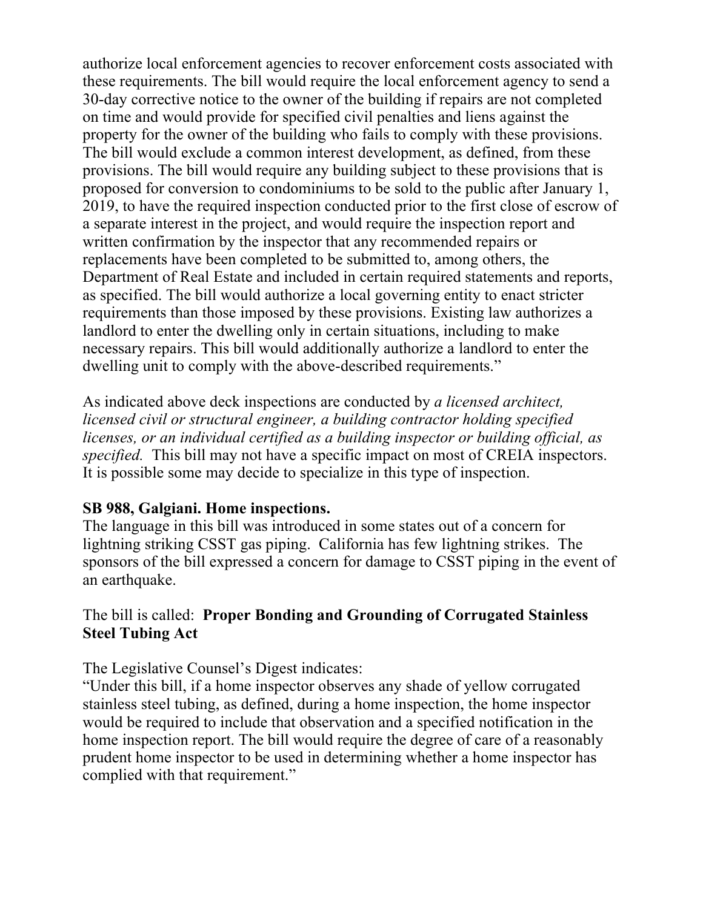authorize local enforcement agencies to recover enforcement costs associated with these requirements. The bill would require the local enforcement agency to send a 30-day corrective notice to the owner of the building if repairs are not completed on time and would provide for specified civil penalties and liens against the property for the owner of the building who fails to comply with these provisions. The bill would exclude a common interest development, as defined, from these provisions. The bill would require any building subject to these provisions that is proposed for conversion to condominiums to be sold to the public after January 1, 2019, to have the required inspection conducted prior to the first close of escrow of a separate interest in the project, and would require the inspection report and written confirmation by the inspector that any recommended repairs or replacements have been completed to be submitted to, among others, the Department of Real Estate and included in certain required statements and reports, as specified. The bill would authorize a local governing entity to enact stricter requirements than those imposed by these provisions. Existing law authorizes a landlord to enter the dwelling only in certain situations, including to make necessary repairs. This bill would additionally authorize a landlord to enter the dwelling unit to comply with the above-described requirements."

As indicated above deck inspections are conducted by *a licensed architect, licensed civil or structural engineer, a building contractor holding specified licenses, or an individual certified as a building inspector or building official, as specified.* This bill may not have a specific impact on most of CREIA inspectors. It is possible some may decide to specialize in this type of inspection.

**SB 988, Galgiani. Home inspections.**

The language in this bill was introduced in some states out of a concern for lightning striking CSST gas piping. California has few lightning strikes. The sponsors of the bill expressed a concern for damage to CSST piping in the event of an earthquake.

The bill is called: **Proper Bonding and Grounding of Corrugated Stainless Steel Tubing Act**

The Legislative Counsel's Digest indicates:

"Under this bill, if a home inspector observes any shade of yellow corrugated stainless steel tubing, as defined, during a home inspection, the home inspector would be required to include that observation and a specified notification in the home inspection report. The bill would require the degree of care of a reasonably prudent home inspector to be used in determining whether a home inspector has complied with that requirement."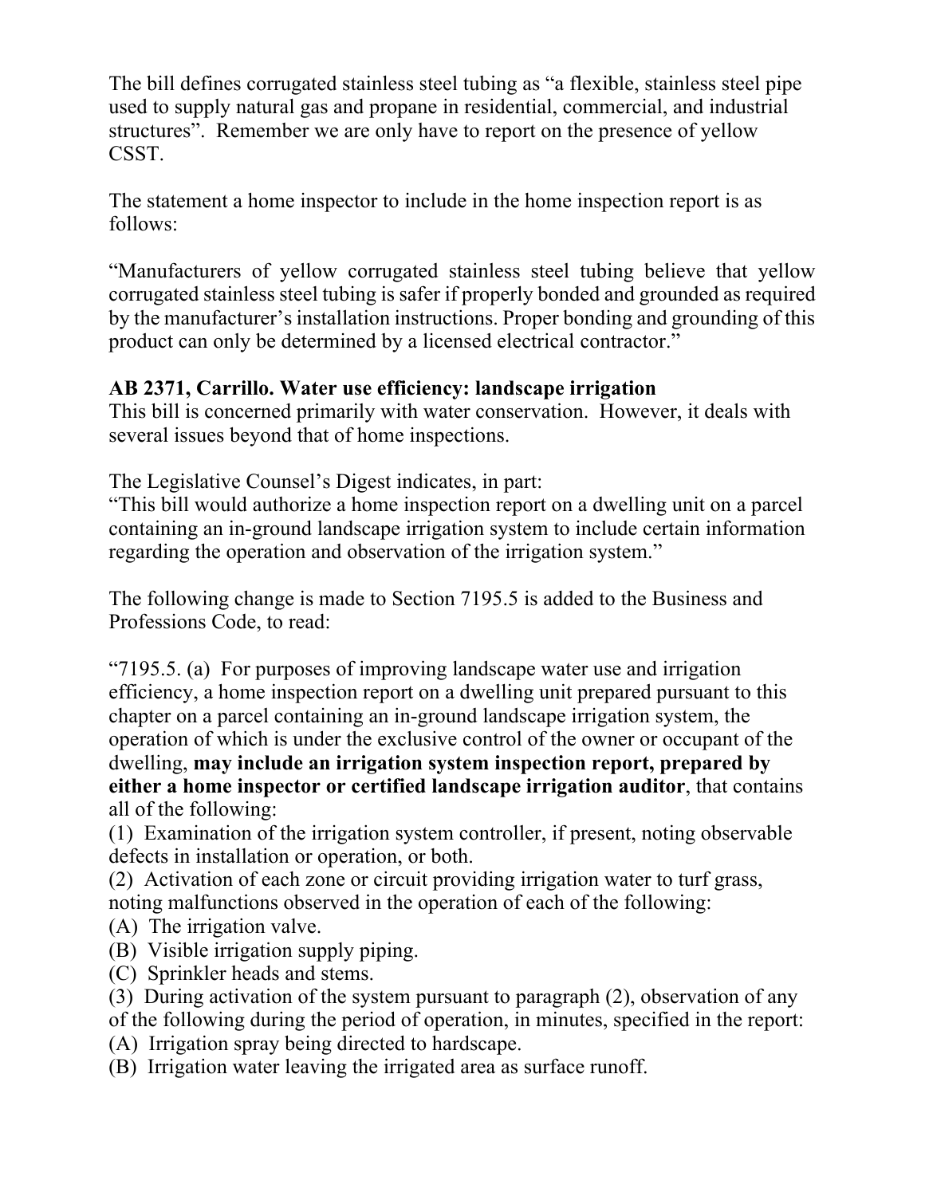The bill defines corrugated stainless steel tubing as "a flexible, stainless steel pipe used to supply natural gas and propane in residential, commercial, and industrial structures". Remember we are only have to report on the presence of yellow CSST.

The statement a home inspector to include in the home inspection report is as follows:

"Manufacturers of yellow corrugated stainless steel tubing believe that yellow corrugated stainless steel tubing is safer if properly bonded and grounded as required by the manufacturer's installation instructions. Proper bonding and grounding of this product can only be determined by a licensed electrical contractor."

**AB 2371, Carrillo. Water use efficiency: landscape irrigation**

This bill is concerned primarily with water conservation. However, it deals with several issues beyond that of home inspections.

The Legislative Counsel's Digest indicates, in part:
"This bill would authorize a home inspection report on a dwelling unit on a parcel containing an in-ground landscape irrigation system to include certain information regarding the operation and observation of the irrigation system."

The following change is made to Section 7195.5 is added to the Business and Professions Code, to read:

"7195.5. (a) For purposes of improving landscape water use and irrigation efficiency, a home inspection report on a dwelling unit prepared pursuant to this chapter on a parcel containing an in-ground landscape irrigation system, the operation of which is under the exclusive control of the owner or occupant of the dwelling, **may include an irrigation system inspection report, prepared by either a home inspector or certified landscape irrigation auditor**, that contains all of the following:

(1) Examination of the irrigation system controller, if present, noting observable defects in installation or operation, or both.
(2) Activation of each zone or circuit providing irrigation water to turf grass, noting malfunctions observed in the operation of each of the following:
(A) The irrigation valve.
(B) Visible irrigation supply piping.
(C) Sprinkler heads and stems.
(3) During activation of the system pursuant to paragraph (2), observation of any of the following during the period of operation, in minutes, specified in the report:
(A) Irrigation spray being directed to hardscape.
(B) Irrigation water leaving the irrigated area as surface runoff.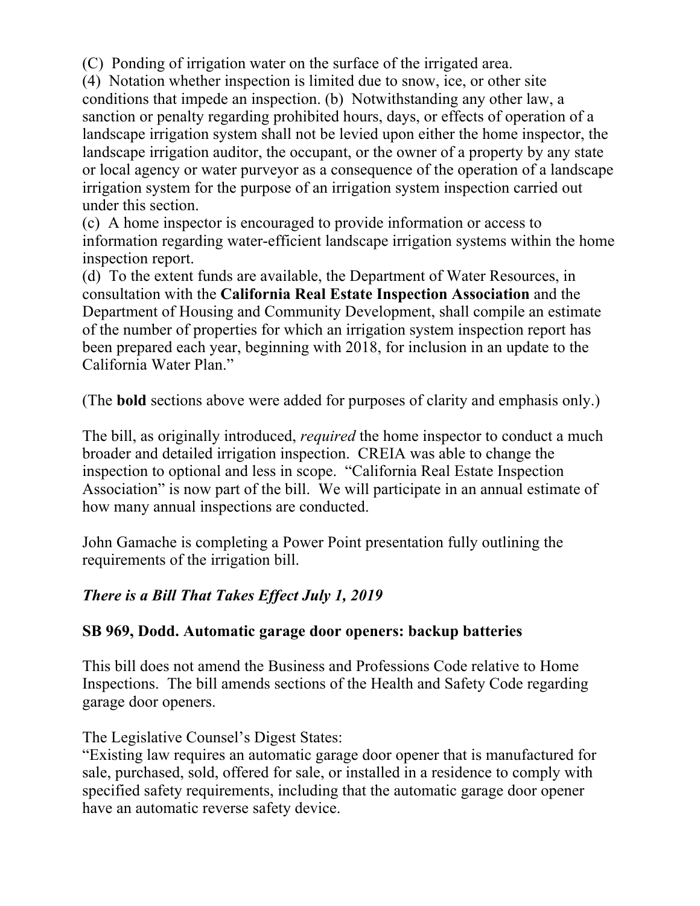(C) Ponding of irrigation water on the surface of the irrigated area.
(4) Notation whether inspection is limited due to snow, ice, or other site conditions that impede an inspection. (b) Notwithstanding any other law, a sanction or penalty regarding prohibited hours, days, or effects of operation of a landscape irrigation system shall not be levied upon either the home inspector, the landscape irrigation auditor, the occupant, or the owner of a property by any state or local agency or water purveyor as a consequence of the operation of a landscape irrigation system for the purpose of an irrigation system inspection carried out under this section.
(c) A home inspector is encouraged to provide information or access to information regarding water-efficient landscape irrigation systems within the home inspection report.
(d) To the extent funds are available, the Department of Water Resources, in consultation with the **California Real Estate Inspection Association** and the Department of Housing and Community Development, shall compile an estimate of the number of properties for which an irrigation system inspection report has been prepared each year, beginning with 2018, for inclusion in an update to the California Water Plan."

(The **bold** sections above were added for purposes of clarity and emphasis only.)

The bill, as originally introduced, *required* the home inspector to conduct a much broader and detailed irrigation inspection. CREIA was able to change the inspection to optional and less in scope. "California Real Estate Inspection Association" is now part of the bill. We will participate in an annual estimate of how many annual inspections are conducted.

John Gamache is completing a Power Point presentation fully outlining the requirements of the irrigation bill.

***There is a Bill That Takes Effect July 1, 2019***

**SB 969, Dodd. Automatic garage door openers: backup batteries**

This bill does not amend the Business and Professions Code relative to Home Inspections. The bill amends sections of the Health and Safety Code regarding garage door openers.

The Legislative Counsel's Digest States:
"Existing law requires an automatic garage door opener that is manufactured for sale, purchased, sold, offered for sale, or installed in a residence to comply with specified safety requirements, including that the automatic garage door opener have an automatic reverse safety device.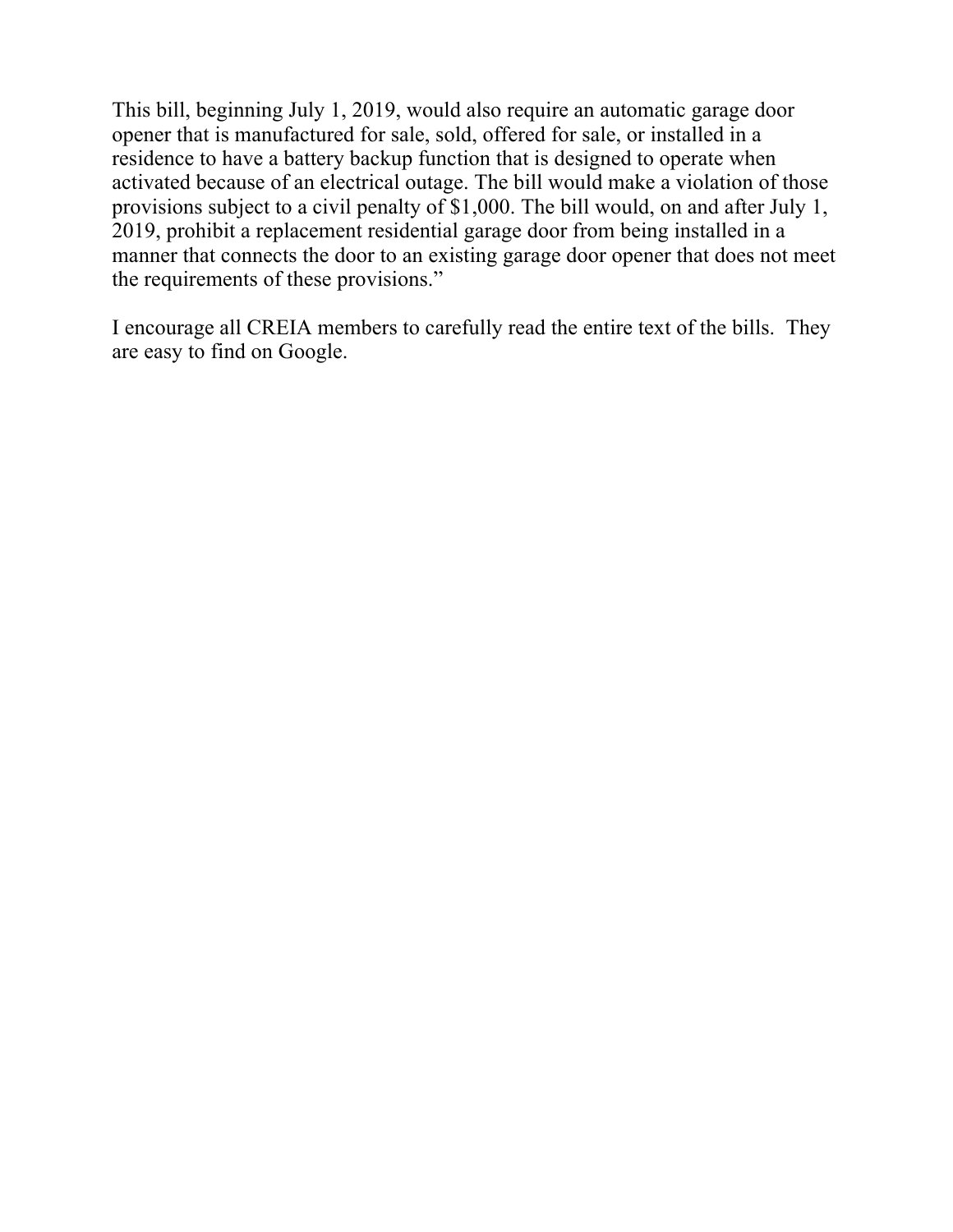This bill, beginning July 1, 2019, would also require an automatic garage door opener that is manufactured for sale, sold, offered for sale, or installed in a residence to have a battery backup function that is designed to operate when activated because of an electrical outage. The bill would make a violation of those provisions subject to a civil penalty of $1,000. The bill would, on and after July 1, 2019, prohibit a replacement residential garage door from being installed in a manner that connects the door to an existing garage door opener that does not meet the requirements of these provisions."

I encourage all CREIA members to carefully read the entire text of the bills. They are easy to find on Google.